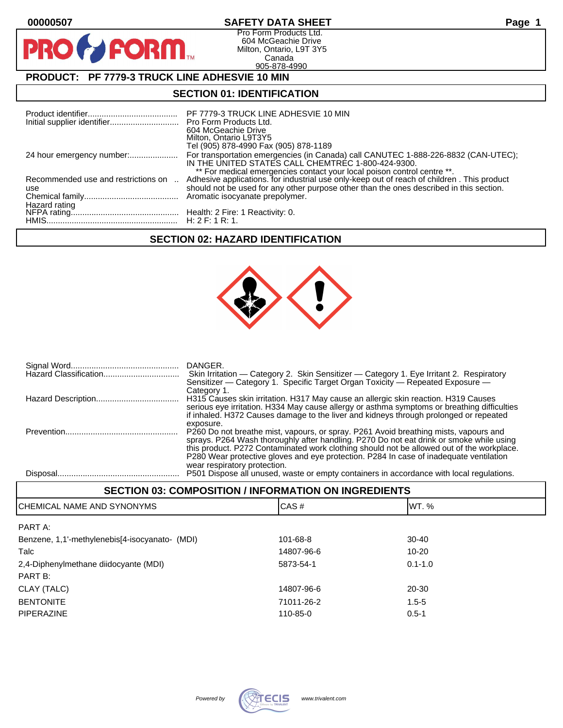00000507

# SAFETY DATA SHEET

Pro Form Products Ltd.
604 McGeachie Drive
Milton, Ontario, L9T 3Y5
Canada
905-878-4990

## PRODUCT: PF 7779-3 TRUCK LINE ADHESVIE 10 MIN

## SECTION 01: IDENTIFICATION

| | |
|---|---|
| Product identifier | PF 7779-3 TRUCK LINE ADHESVIE 10 MIN |
| Initial supplier identifier | Pro Form Products Ltd.<br>604 McGeachie Drive<br>Milton, Ontario L9T3Y5<br>Tel (905) 878-4990 Fax (905) 878-1189 |
| 24 hour emergency number: | For transportation emergencies (in Canada) call CANUTEC 1-888-226-8832 (CAN-UTEC); IN THE UNITED STATES CALL CHEMTREC 1-800-424-9300.<br>** For medical emergencies contact your local poison control centre **. |
| Recommended use and restrictions on use | Adhesive applications. for industrial use only-keep out of reach of children . This product should not be used for any other purpose other than the ones described in this section. |
| Chemical family | Aromatic isocyanate prepolymer. |
| Hazard rating | |
| NFPA rating | Health: 2 Fire: 1 Reactivity: 0. |
| HMIS | H: 2 F: 1 R: 1. |

## SECTION 02: HAZARD IDENTIFICATION

| | |
|---|---|
| Signal Word | DANGER. |
| Hazard Classification | Skin Irritation — Category 2. Skin Sensitizer — Category 1. Eye Irritant 2. Respiratory Sensitizer — Category 1. Specific Target Organ Toxicity — Repeated Exposure — Category 1. |
| Hazard Description | H315 Causes skin irritation. H317 May cause an allergic skin reaction. H319 Causes serious eye irritation. H334 May cause allergy or asthma symptoms or breathing difficulties if inhaled. H372 Causes damage to the liver and kidneys through prolonged or repeated exposure. |
| Prevention | P260 Do not breathe mist, vapours, or spray. P261 Avoid breathing mists, vapours and sprays. P264 Wash thoroughly after handling. P270 Do not eat drink or smoke while using this product. P272 Contaminated work clothing should not be allowed out of the workplace. P280 Wear protective gloves and eye protection. P284 In case of inadequate ventilation wear respiratory protection. |
| Disposal | P501 Dispose all unused, waste or empty containers in accordance with local regulations. |

## SECTION 03: COMPOSITION / INFORMATION ON INGREDIENTS

| CHEMICAL NAME AND SYNONYMS | CAS # | WT. % |
|---|---|---|
| PART A: | | |
| Benzene, 1,1'-methylenebis[4-isocyanato- (MDI) | 101-68-8 | 30-40 |
| Talc | 14807-96-6 | 10-20 |
| 2,4-Diphenylmethane diidocyante (MDI) | 5873-54-1 | 0.1-1.0 |
| PART B: | | |
| CLAY (TALC) | 14807-96-6 | 20-30 |
| BENTONITE | 71011-26-2 | 1.5-5 |
| PIPERAZINE | 110-85-0 | 0.5-1 |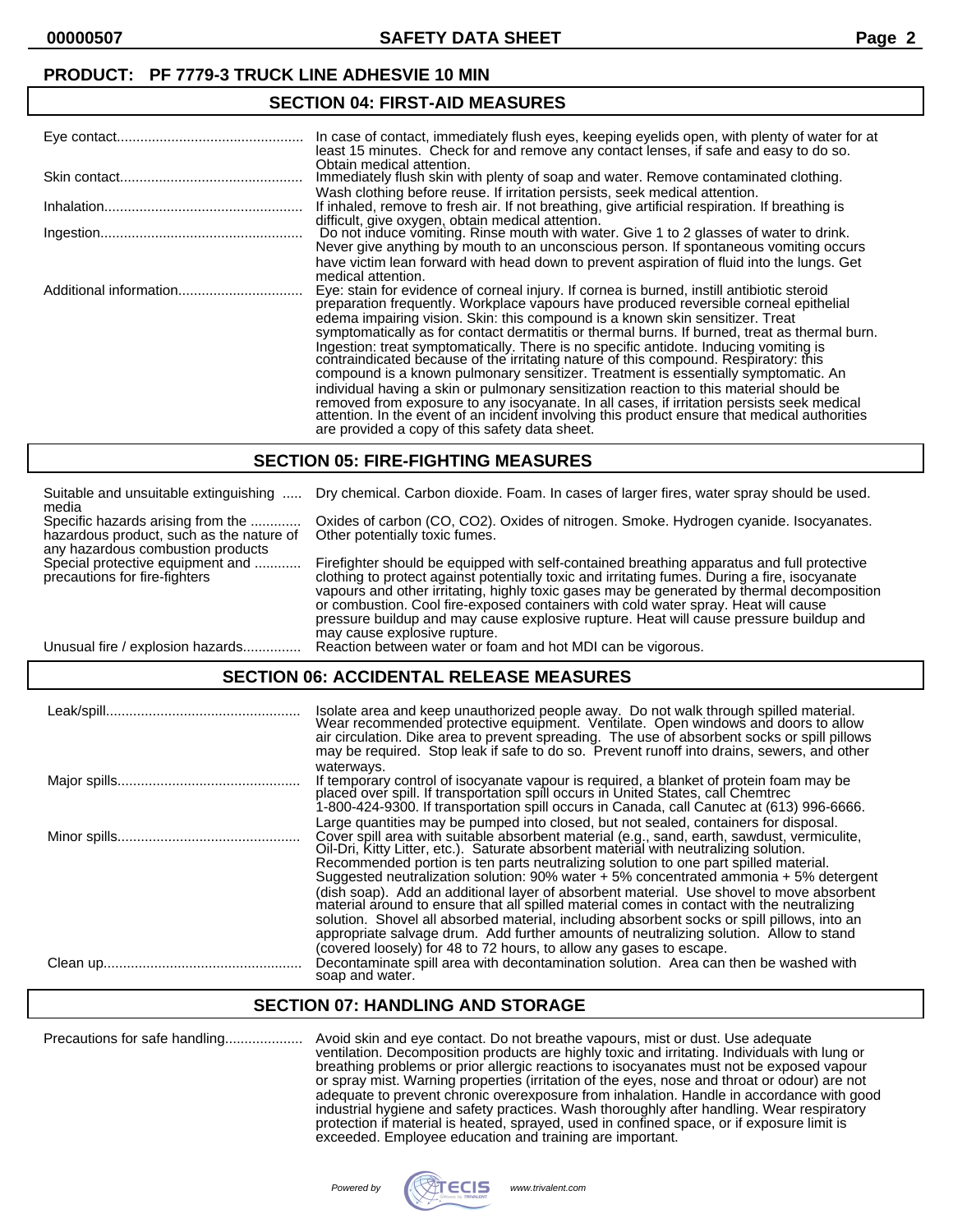**PRODUCT: PF 7779-3 TRUCK LINE ADHESVIE 10 MIN**

## SECTION 04: FIRST-AID MEASURES

**Eye contact:** In case of contact, immediately flush eyes, keeping eyelids open, with plenty of water for at least 15 minutes. Check for and remove any contact lenses, if safe and easy to do so. Obtain medical attention.

**Skin contact:** Immediately flush skin with plenty of soap and water. Remove contaminated clothing. Wash clothing before reuse. If irritation persists, seek medical attention.

**Inhalation:** If inhaled, remove to fresh air. If not breathing, give artificial respiration. If breathing is difficult, give oxygen, obtain medical attention.

**Ingestion:** Do not induce vomiting. Rinse mouth with water. Give 1 to 2 glasses of water to drink. Never give anything by mouth to an unconscious person. If spontaneous vomiting occurs have victim lean forward with head down to prevent aspiration of fluid into the lungs. Get medical attention.

**Additional information:** Eye: stain for evidence of corneal injury. If cornea is burned, instill antibiotic steroid preparation frequently. Workplace vapours have produced reversible corneal epithelial edema impairing vision. Skin: this compound is a known skin sensitizer. Treat symptomatically as for contact dermatitis or thermal burns. If burned, treat as thermal burn. Ingestion: treat symptomatically. There is no specific antidote. Inducing vomiting is contraindicated because of the irritating nature of this compound. Respiratory: this compound is a known pulmonary sensitizer. Treatment is essentially symptomatic. An individual having a skin or pulmonary sensitization reaction to this material should be removed from exposure to any isocyanate. In all cases, if irritation persists seek medical attention. In the event of an incident involving this product ensure that medical authorities are provided a copy of this safety data sheet.

## SECTION 05: FIRE-FIGHTING MEASURES

**Suitable and unsuitable extinguishing media:** Dry chemical. Carbon dioxide. Foam. In cases of larger fires, water spray should be used.

**Specific hazards arising from the hazardous product, such as the nature of any hazardous combustion products:** Oxides of carbon (CO, $CO_2$). Oxides of nitrogen. Smoke. Hydrogen cyanide. Isocyanates. Other potentially toxic fumes.

**Special protective equipment and precautions for fire-fighters:** Firefighter should be equipped with self-contained breathing apparatus and full protective clothing to protect against potentially toxic and irritating fumes. During a fire, isocyanate vapours and other irritating, highly toxic gases may be generated by thermal decomposition or combustion. Cool fire-exposed containers with cold water spray. Heat will cause pressure buildup and may cause explosive rupture. Heat will cause pressure buildup and may cause explosive rupture.

**Unusual fire / explosion hazards:** Reaction between water or foam and hot MDI can be vigorous.

## SECTION 06: ACCIDENTAL RELEASE MEASURES

**Leak/spill:** Isolate area and keep unauthorized people away. Do not walk through spilled material. Wear recommended protective equipment. Ventilate. Open windows and doors to allow air circulation. Dike area to prevent spreading. The use of absorbent socks or spill pillows may be required. Stop leak if safe to do so. Prevent runoff into drains, sewers, and other waterways.

**Major spills:** If temporary control of isocyanate vapour is required, a blanket of protein foam may be placed over spill. If transportation spill occurs in United States, call Chemtrec 1-800-424-9300. If transportation spill occurs in Canada, call Canutec at (613) 996-6666. Large quantities may be pumped into closed, but not sealed, containers for disposal.

**Minor spills:** Cover spill area with suitable absorbent material (e.g., sand, earth, sawdust, vermiculite, Oil-Dri, Kitty Litter, etc.). Saturate absorbent material with neutralizing solution. Recommended portion is ten parts neutralizing solution to one part spilled material. Suggested neutralization solution: 90% water + 5% concentrated ammonia + 5% detergent (dish soap). Add an additional layer of absorbent material. Use shovel to move absorbent material around to ensure that all spilled material comes in contact with the neutralizing solution. Shovel all absorbed material, including absorbent socks or spill pillows, into an appropriate salvage drum. Add further amounts of neutralizing solution. Allow to stand (covered loosely) for 48 to 72 hours, to allow any gases to escape.

**Clean up:** Decontaminate spill area with decontamination solution. Area can then be washed with soap and water.

## SECTION 07: HANDLING AND STORAGE

**Precautions for safe handling:** Avoid skin and eye contact. Do not breathe vapours, mist or dust. Use adequate ventilation. Decomposition products are highly toxic and irritating. Individuals with lung or breathing problems or prior allergic reactions to isocyanates must not be exposed vapour or spray mist. Warning properties (irritation of the eyes, nose and throat or odour) are not adequate to prevent chronic overexposure from inhalation. Handle in accordance with good industrial hygiene and safety practices. Wash thoroughly after handling. Wear respiratory protection if material is heated, sprayed, used in confined space, or if exposure limit is exceeded. Employee education and training are important.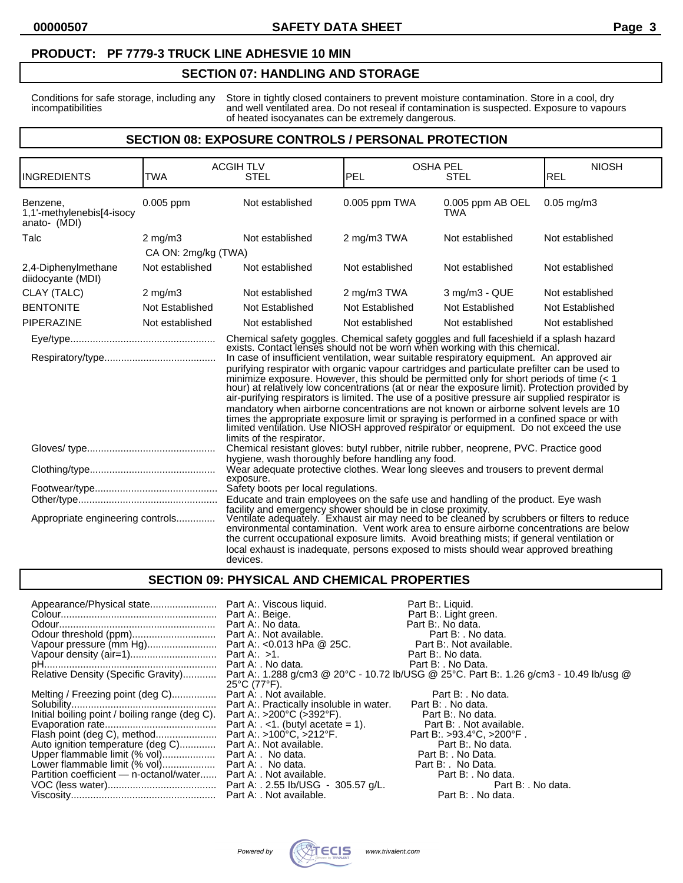**PRODUCT: PF 7779-3 TRUCK LINE ADHESVIE 10 MIN**

## SECTION 07: HANDLING AND STORAGE

| | |
|---|---|
| Conditions for safe storage, including any incompatibilities | Store in tightly closed containers to prevent moisture contamination. Store in a cool, dry and well ventilated area. Do not reseal if contamination is suspected. Exposure to vapours of heated isocyanates can be extremely dangerous. |

## SECTION 08: EXPOSURE CONTROLS / PERSONAL PROTECTION

| INGREDIENTS | ACGIH TLV TWA | ACGIH TLV STEL | OSHA PEL PEL | OSHA PEL STEL | NIOSH REL |
|---|---|---|---|---|---|
| Benzene, 1,1'-methylenebis[4-isocyanato- (MDI) | 0.005 ppm | Not established | 0.005 ppm TWA | 0.005 ppm AB OEL TWA | 0.05 mg/m3 |
| Talc | 2 mg/m3<br>CA ON: 2mg/kg (TWA) | Not established | 2 mg/m3 TWA | Not established | Not established |
| 2,4-Diphenylmethane diidocyante (MDI) | Not established | Not established | Not established | Not established | Not established |
| CLAY (TALC) | 2 mg/m3 | Not established | 2 mg/m3 TWA | 3 mg/m3 - QUE | Not established |
| BENTONITE | Not Established | Not Established | Not Established | Not Established | Not Established |
| PIPERAZINE | Not established | Not established | Not established | Not established | Not established |

| | |
|---|---|
| Eye/type | Chemical safety goggles. Chemical safety goggles and full faceshield if a splash hazard exists. Contact lenses should not be worn when working with this chemical. |
| Respiratory/type | In case of insufficient ventilation, wear suitable respiratory equipment. An approved air purifying respirator with organic vapour cartridges and particulate prefilter can be used to minimize exposure. However, this should be permitted only for short periods of time (< 1 hour) at relatively low concentrations (at or near the exposure limit). Protection provided by air-purifying respirators is limited. The use of a positive pressure air supplied respirator is mandatory when airborne concentrations are not known or airborne solvent levels are 10 times the appropriate exposure limit or spraying is performed in a confined space or with limited ventilation. Use NIOSH approved respirator or equipment. Do not exceed the use limits of the respirator. |
| Gloves/ type | Chemical resistant gloves: butyl rubber, nitrile rubber, neoprene, PVC. Practice good hygiene, wash thoroughly before handling any food. |
| Clothing/type | Wear adequate protective clothes. Wear long sleeves and trousers to prevent dermal exposure. |
| Footwear/type | Safety boots per local regulations. |
| Other/type | Educate and train employees on the safe use and handling of the product. Eye wash facility and emergency shower should be in close proximity. |
| Appropriate engineering controls | Ventilate adequately. Exhaust air may need to be cleaned by scrubbers or filters to reduce environmental contamination. Vent work area to ensure airborne concentrations are below the current occupational exposure limits. Avoid breathing mists; if general ventilation or local exhaust is inadequate, persons exposed to mists should wear approved breathing devices. |

## SECTION 09: PHYSICAL AND CHEMICAL PROPERTIES

| Property | Part A | Part B |
|---|---|---|
| Appearance/Physical state | Part A:. Viscous liquid. | Part B:. Liquid. |
| Colour | Part A:. Beige. | Part B:. Light green. |
| Odour | Part A:. No data. | Part B:. No data. |
| Odour threshold (ppm) | Part A:. Not available. | Part B: . No data. |
| Vapour pressure (mm Hg) | Part A:. <0.013 hPa @ 25C. | Part B:. Not available. |
| Vapour density (air=1) | Part A:. >1. | Part B:. No data. |
| pH | Part A: . No data. | Part B: . No Data. |
| Relative Density (Specific Gravity) | Part A:. 1.288 g/cm3 @ 20°C - 10.72 lb/USG @ 25°C. | Part B:. 1.26 g/cm3 - 10.49 lb/usg @ 25°C (77°F). |
| Melting / Freezing point (deg C) | Part A: . Not available. | Part B: . No data. |
| Solubility | Part A:. Practically insoluble in water. | Part B: . No data. |
| Initial boiling point / boiling range (deg C). | Part A:. >200°C (>392°F). | Part B:. No data. |
| Evaporation rate | Part A: . <1. (butyl acetate = 1). | Part B: . Not available. |
| Flash point (deg C), method | Part A:. >100°C, >212°F. | Part B:. >93.4°C, >200°F . |
| Auto ignition temperature (deg C) | Part A:. Not available. | Part B:. No data. |
| Upper flammable limit (% vol) | Part A: . No data. | Part B: . No Data. |
| Lower flammable limit (% vol) | Part A: . No data. | Part B: . No Data. |
| Partition coefficient — n-octanol/water | Part A: . Not available. | Part B: . No data. |
| VOC (less water) | Part A: . 2.55 lb/USG - 305.57 g/L. | Part B: . No data. |
| Viscosity | Part A: . Not available. | Part B: . No data. |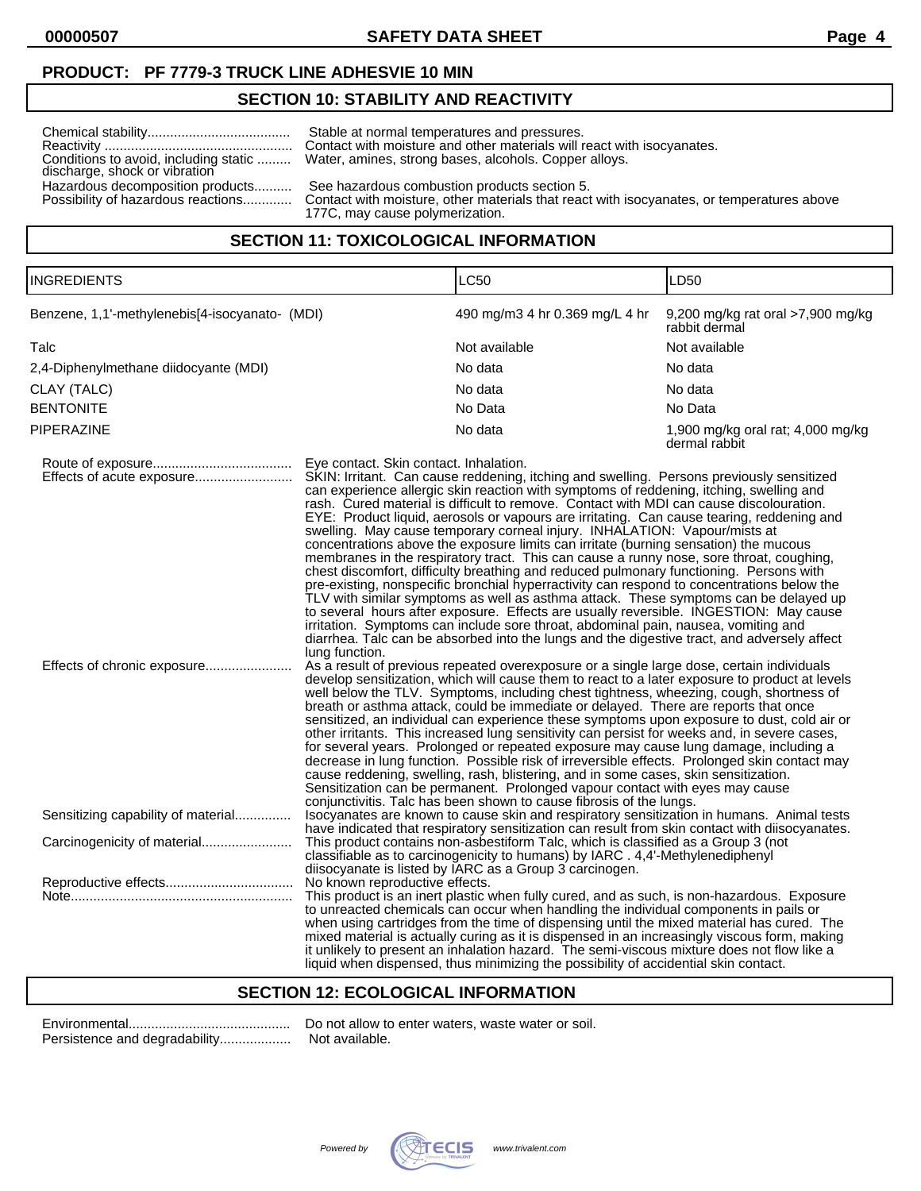**PRODUCT: PF 7779-3 TRUCK LINE ADHESVIE 10 MIN**

## SECTION 10: STABILITY AND REACTIVITY

Chemical stability...................................... Stable at normal temperatures and pressures.

Reactivity ................................................. Contact with moisture and other materials will react with isocyanates.

Conditions to avoid, including static discharge, shock or vibration ......... Water, amines, strong bases, alcohols. Copper alloys.

Hazardous decomposition products.......... See hazardous combustion products section 5.

Possibility of hazardous reactions............. Contact with moisture, other materials that react with isocyanates, or temperatures above 177C, may cause polymerization.

## SECTION 11: TOXICOLOGICAL INFORMATION

| INGREDIENTS | LC50 | LD50 |
|---|---|---|
| Benzene, 1,1'-methylenebis[4-isocyanato- (MDI) | 490 mg/m3 4 hr 0.369 mg/L 4 hr | 9,200 mg/kg rat oral >7,900 mg/kg rabbit dermal |
| Talc | Not available | Not available |
| 2,4-Diphenylmethane diidocyante (MDI) | No data | No data |
| CLAY (TALC) | No data | No data |
| BENTONITE | No Data | No Data |
| PIPERAZINE | No data | 1,900 mg/kg oral rat; 4,000 mg/kg dermal rabbit |

Route of exposure..................................... Eye contact. Skin contact. Inhalation.

Effects of acute exposure.......................... SKIN: Irritant. Can cause reddening, itching and swelling. Persons previously sensitized can experience allergic skin reaction with symptoms of reddening, itching, swelling and rash. Cured material is difficult to remove. Contact with MDI can cause discolouration. EYE: Product liquid, aerosols or vapours are irritating. Can cause tearing, reddening and swelling. May cause temporary corneal injury. INHALATION: Vapour/mists at concentrations above the exposure limits can irritate (burning sensation) the mucous membranes in the respiratory tract. This can cause a runny nose, sore throat, coughing, chest discomfort, difficulty breathing and reduced pulmonary functioning. Persons with pre-existing, nonspecific bronchial hyperractivity can respond to concentrations below the TLV with similar symptoms as well as asthma attack. These symptoms can be delayed up to several hours after exposure. Effects are usually reversible. INGESTION: May cause irritation. Symptoms can include sore throat, abdominal pain, nausea, vomiting and diarrhea. Talc can be absorbed into the lungs and the digestive tract, and adversely affect lung function.

Effects of chronic exposure....................... As a result of previous repeated overexposure or a single large dose, certain individuals develop sensitization, which will cause them to react to a later exposure to product at levels well below the TLV. Symptoms, including chest tightness, wheezing, cough, shortness of breath or asthma attack, could be immediate or delayed. There are reports that once sensitized, an individual can experience these symptoms upon exposure to dust, cold air or other irritants. This increased lung sensitivity can persist for weeks and, in severe cases, for several years. Prolonged or repeated exposure may cause lung damage, including a decrease in lung function. Possible risk of irreversible effects. Prolonged skin contact may cause reddening, swelling, rash, blistering, and in some cases, skin sensitization. Sensitization can be permanent. Prolonged vapour contact with eyes may cause conjunctivitis. Talc has been shown to cause fibrosis of the lungs.

Sensitizing capability of material............... Isocyanates are known to cause skin and respiratory sensitization in humans. Animal tests have indicated that respiratory sensitization can result from skin contact with diisocyanates.

Carcinogenicity of material........................ This product contains non-asbestiform Talc, which is classified as a Group 3 (not classifiable as to carcinogenicity to humans) by IARC . 4,4'-Methylenediphenyl diisocyanate is listed by IARC as a Group 3 carcinogen.

Reproductive effects.................................. No known reproductive effects.

Note........................................................... This product is an inert plastic when fully cured, and as such, is non-hazardous. Exposure to unreacted chemicals can occur when handling the individual components in pails or when using cartridges from the time of dispensing until the mixed material has cured. The mixed material is actually curing as it is dispensed in an increasingly viscous form, making it unlikely to present an inhalation hazard. The semi-viscous mixture does not flow like a liquid when dispensed, thus minimizing the possibility of accidental skin contact.

## SECTION 12: ECOLOGICAL INFORMATION

Environmental........................................... Do not allow to enter waters, waste water or soil.

Persistence and degradability.................... Not available.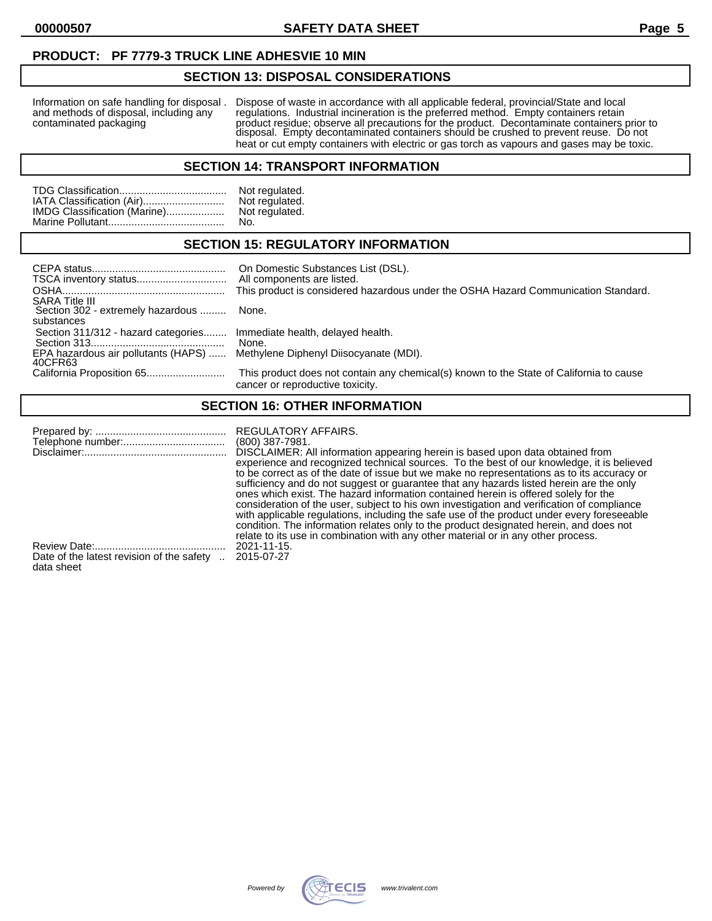**PRODUCT: PF 7779-3 TRUCK LINE ADHESVIE 10 MIN**

## SECTION 13: DISPOSAL CONSIDERATIONS

| | |
|---|---|
| Information on safe handling for disposal and methods of disposal, including any contaminated packaging | Dispose of waste in accordance with all applicable federal, provincial/State and local regulations. Industrial incineration is the preferred method. Empty containers retain product residue; observe all precautions for the product. Decontaminate containers prior to disposal. Empty decontaminated containers should be crushed to prevent reuse. Do not heat or cut empty containers with electric or gas torch as vapours and gases may be toxic. |

## SECTION 14: TRANSPORT INFORMATION

| | |
|---|---|
| TDG Classification | Not regulated. |
| IATA Classification (Air) | Not regulated. |
| IMDG Classification (Marine) | Not regulated. |
| Marine Pollutant | No. |

## SECTION 15: REGULATORY INFORMATION

| | |
|---|---|
| CEPA status | On Domestic Substances List (DSL). |
| TSCA inventory status | All components are listed. |
| OSHA | This product is considered hazardous under the OSHA Hazard Communication Standard. |
| SARA Title III | |
| Section 302 - extremely hazardous substances | None. |
| Section 311/312 - hazard categories | Immediate health, delayed health. |
| Section 313 | None. |
| EPA hazardous air pollutants (HAPS) 40CFR63 | Methylene Diphenyl Diisocyanate (MDI). |
| California Proposition 65 | This product does not contain any chemical(s) known to the State of California to cause cancer or reproductive toxicity. |

## SECTION 16: OTHER INFORMATION

| | |
|---|---|
| Prepared by: | REGULATORY AFFAIRS. |
| Telephone number: | (800) 387-7981. |
| Disclaimer: | DISCLAIMER: All information appearing herein is based upon data obtained from experience and recognized technical sources. To the best of our knowledge, it is believed to be correct as of the date of issue but we make no representations as to its accuracy or sufficiency and do not suggest or guarantee that any hazards listed herein are the only ones which exist. The hazard information contained herein is offered solely for the consideration of the user, subject to his own investigation and verification of compliance with applicable regulations, including the safe use of the product under every foreseeable condition. The information relates only to the product designated herein, and does not relate to its use in combination with any other material or in any other process. |
| Review Date: | 2021-11-15. |
| Date of the latest revision of the safety data sheet | 2015-07-27 |